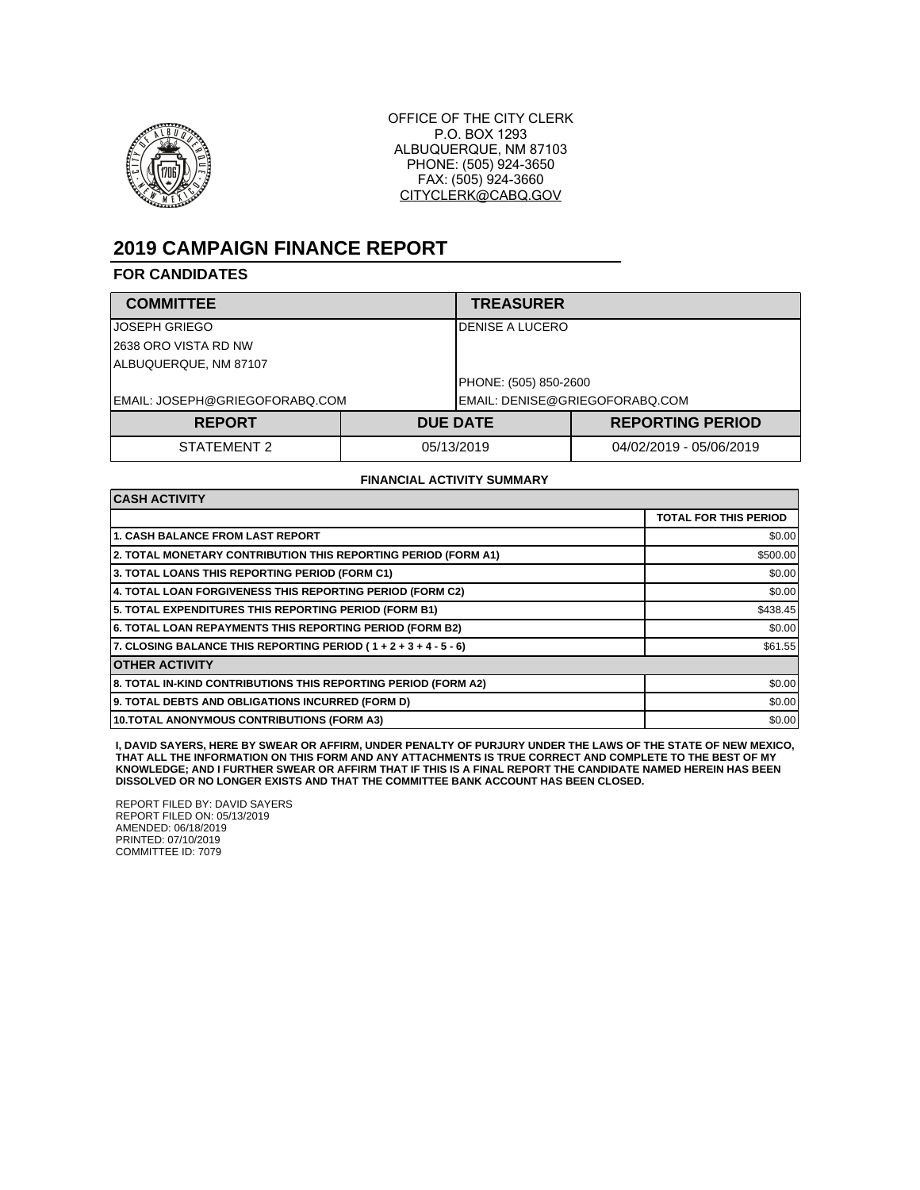OFFICE OF THE CITY CLERK
P.O. BOX 1293
ALBUQUERQUE, NM 87103
PHONE: (505) 924-3650
FAX: (505) 924-3660
CITYCLERK@CABQ.GOV

# 2019 CAMPAIGN FINANCE REPORT

## FOR CANDIDATES

| COMMITTEE | TREASURER |
|---|---|
| JOSEPH GRIEGO | DENISE A LUCERO |
| 2638 ORO VISTA RD NW | |
| ALBUQUERQUE, NM 87107 | |
| | PHONE: (505) 850-2600 |
| EMAIL: JOSEPH@GRIEGOFORABQ.COM | EMAIL: DENISE@GRIEGOFORABQ.COM |

| REPORT | DUE DATE | REPORTING PERIOD |
|---|---|---|
| STATEMENT 2 | 05/13/2019 | 04/02/2019 - 05/06/2019 |

**FINANCIAL ACTIVITY SUMMARY**

| CASH ACTIVITY | TOTAL FOR THIS PERIOD |
|---|---|
| 1. CASH BALANCE FROM LAST REPORT | $0.00 |
| 2. TOTAL MONETARY CONTRIBUTION THIS REPORTING PERIOD (FORM A1) | $500.00 |
| 3. TOTAL LOANS THIS REPORTING PERIOD (FORM C1) | $0.00 |
| 4. TOTAL LOAN FORGIVENESS THIS REPORTING PERIOD (FORM C2) | $0.00 |
| 5. TOTAL EXPENDITURES THIS REPORTING PERIOD (FORM B1) | $438.45 |
| 6. TOTAL LOAN REPAYMENTS THIS REPORTING PERIOD (FORM B2) | $0.00 |
| 7. CLOSING BALANCE THIS REPORTING PERIOD ( 1 + 2 + 3 + 4 - 5 - 6) | $61.55 |
| **OTHER ACTIVITY** | |
| 8. TOTAL IN-KIND CONTRIBUTIONS THIS REPORTING PERIOD (FORM A2) | $0.00 |
| 9. TOTAL DEBTS AND OBLIGATIONS INCURRED (FORM D) | $0.00 |
| 10.TOTAL ANONYMOUS CONTRIBUTIONS (FORM A3) | $0.00 |

**I, DAVID SAYERS, HERE BY SWEAR OR AFFIRM, UNDER PENALTY OF PURJURY UNDER THE LAWS OF THE STATE OF NEW MEXICO, THAT ALL THE INFORMATION ON THIS FORM AND ANY ATTACHMENTS IS TRUE CORRECT AND COMPLETE TO THE BEST OF MY KNOWLEDGE; AND I FURTHER SWEAR OR AFFIRM THAT IF THIS IS A FINAL REPORT THE CANDIDATE NAMED HEREIN HAS BEEN DISSOLVED OR NO LONGER EXISTS AND THAT THE COMMITTEE BANK ACCOUNT HAS BEEN CLOSED.**

REPORT FILED BY: DAVID SAYERS
REPORT FILED ON: 05/13/2019
AMENDED: 06/18/2019
PRINTED: 07/10/2019
COMMITTEE ID: 7079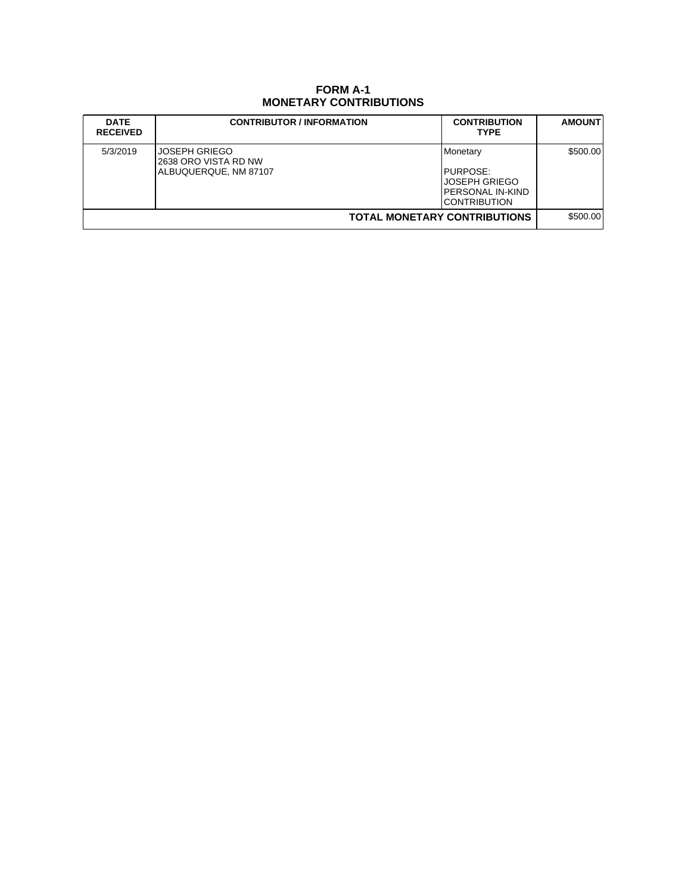# FORM A-1
## MONETARY CONTRIBUTIONS

| DATE RECEIVED | CONTRIBUTOR / INFORMATION | CONTRIBUTION TYPE | AMOUNT |
|---|---|---|---|
| 5/3/2019 | JOSEPH GRIEGO<br>2638 ORO VISTA RD NW<br>ALBUQUERQUE, NM 87107 | Monetary<br><br>PURPOSE:<br>JOSEPH GRIEGO PERSONAL IN-KIND CONTRIBUTION | $500.00 |
| | | **TOTAL MONETARY CONTRIBUTIONS** | $500.00 |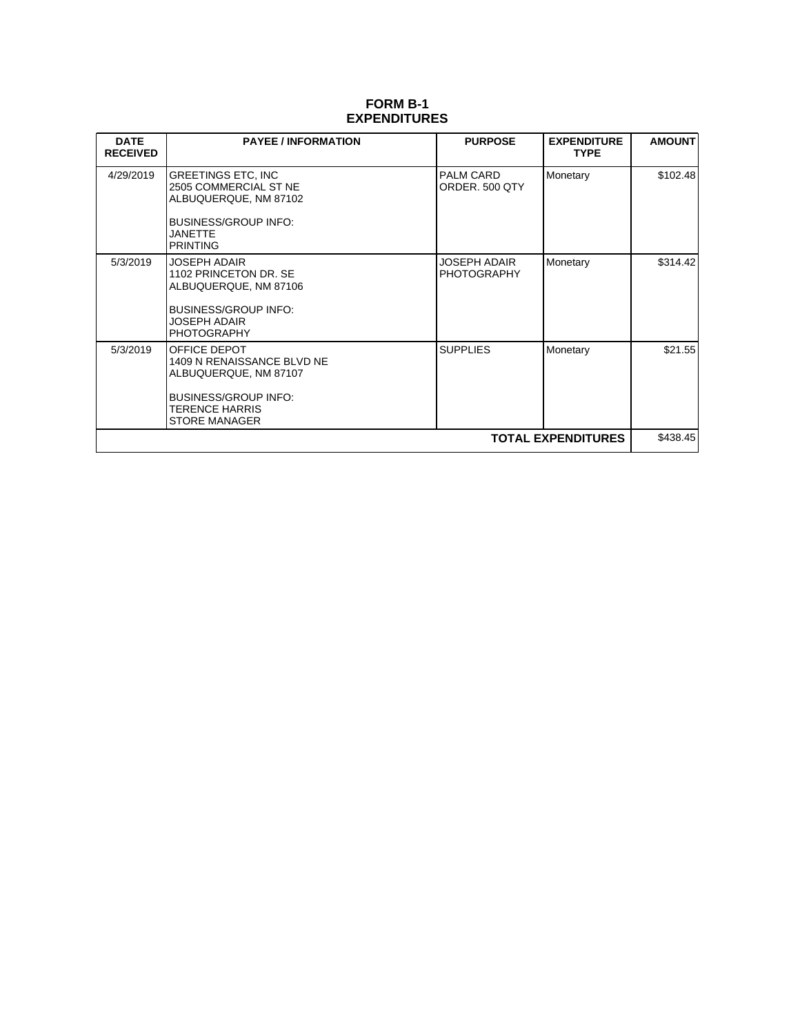# FORM B-1
## EXPENDITURES

| DATE RECEIVED | PAYEE / INFORMATION | PURPOSE | EXPENDITURE TYPE | AMOUNT |
|---|---|---|---|---|
| 4/29/2019 | GREETINGS ETC, INC<br>2505 COMMERCIAL ST NE<br>ALBUQUERQUE, NM 87102<br><br>BUSINESS/GROUP INFO:<br>JANETTE<br>PRINTING | PALM CARD ORDER. 500 QTY | Monetary | $102.48 |
| 5/3/2019 | JOSEPH ADAIR<br>1102 PRINCETON DR. SE<br>ALBUQUERQUE, NM 87106<br><br>BUSINESS/GROUP INFO:<br>JOSEPH ADAIR<br>PHOTOGRAPHY | JOSEPH ADAIR PHOTOGRAPHY | Monetary | $314.42 |
| 5/3/2019 | OFFICE DEPOT<br>1409 N RENAISSANCE BLVD NE<br>ALBUQUERQUE, NM 87107<br><br>BUSINESS/GROUP INFO:<br>TERENCE HARRIS<br>STORE MANAGER | SUPPLIES | Monetary | $21.55 |
| | | | **TOTAL EXPENDITURES** | $438.45 |